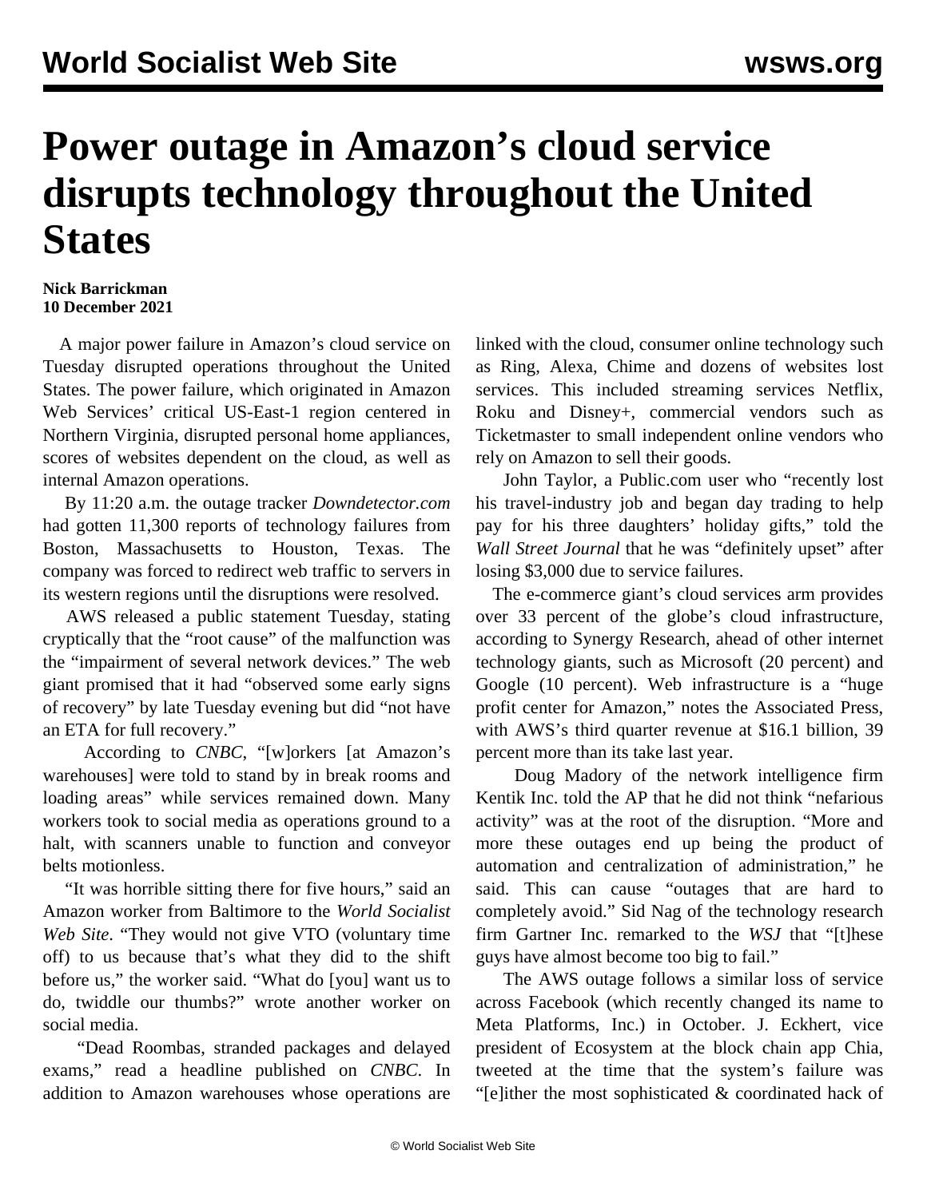# Power outage in Amazon's cloud service disrupts technology throughout the United States

**Nick Barrickman**
**10 December 2021**

A major power failure in Amazon's cloud service on Tuesday disrupted operations throughout the United States. The power failure, which originated in Amazon Web Services' critical US-East-1 region centered in Northern Virginia, disrupted personal home appliances, scores of websites dependent on the cloud, as well as internal Amazon operations.

By 11:20 a.m. the outage tracker *Downdetector.com* had gotten 11,300 reports of technology failures from Boston, Massachusetts to Houston, Texas. The company was forced to redirect web traffic to servers in its western regions until the disruptions were resolved.

AWS released a public statement Tuesday, stating cryptically that the "root cause" of the malfunction was the "impairment of several network devices." The web giant promised that it had "observed some early signs of recovery" by late Tuesday evening but did "not have an ETA for full recovery."

According to *CNBC*, "[w]orkers [at Amazon's warehouses] were told to stand by in break rooms and loading areas" while services remained down. Many workers took to social media as operations ground to a halt, with scanners unable to function and conveyor belts motionless.

"It was horrible sitting there for five hours," said an Amazon worker from Baltimore to the *World Socialist Web Site*. "They would not give VTO (voluntary time off) to us because that's what they did to the shift before us," the worker said. "What do [you] want us to do, twiddle our thumbs?" wrote another worker on social media.

"Dead Roombas, stranded packages and delayed exams," read a headline published on *CNBC*. In addition to Amazon warehouses whose operations are linked with the cloud, consumer online technology such as Ring, Alexa, Chime and dozens of websites lost services. This included streaming services Netflix, Roku and Disney+, commercial vendors such as Ticketmaster to small independent online vendors who rely on Amazon to sell their goods.

John Taylor, a Public.com user who "recently lost his travel-industry job and began day trading to help pay for his three daughters' holiday gifts," told the *Wall Street Journal* that he was "definitely upset" after losing $3,000 due to service failures.

The e-commerce giant's cloud services arm provides over 33 percent of the globe's cloud infrastructure, according to Synergy Research, ahead of other internet technology giants, such as Microsoft (20 percent) and Google (10 percent). Web infrastructure is a "huge profit center for Amazon," notes the Associated Press, with AWS's third quarter revenue at $16.1 billion, 39 percent more than its take last year.

Doug Madory of the network intelligence firm Kentik Inc. told the AP that he did not think "nefarious activity" was at the root of the disruption. "More and more these outages end up being the product of automation and centralization of administration," he said. This can cause "outages that are hard to completely avoid." Sid Nag of the technology research firm Gartner Inc. remarked to the *WSJ* that "[t]hese guys have almost become too big to fail."

The AWS outage follows a similar loss of service across Facebook (which recently changed its name to Meta Platforms, Inc.) in October. J. Eckhert, vice president of Ecosystem at the block chain app Chia, tweeted at the time that the system's failure was "[e]ither the most sophisticated & coordinated hack of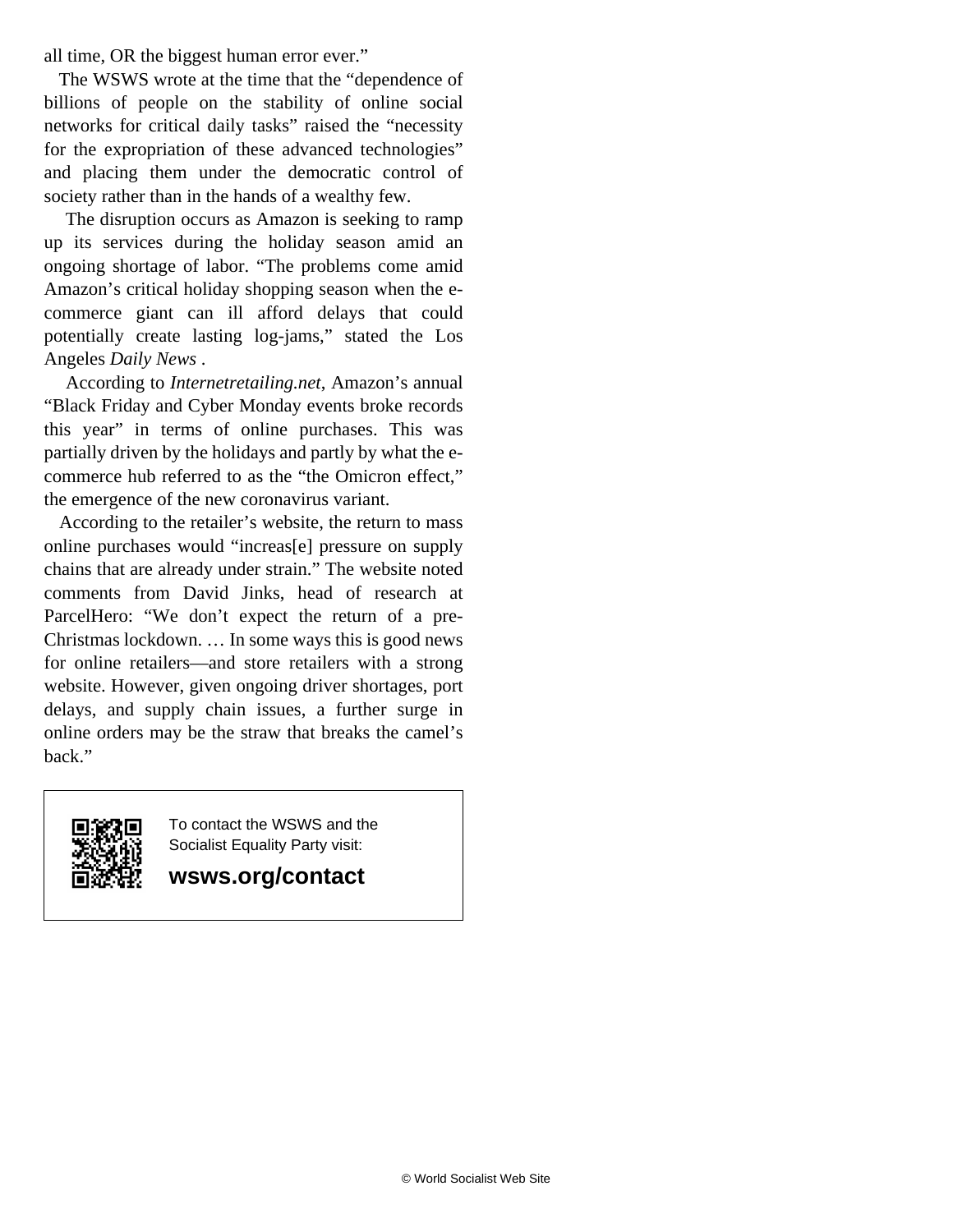all time, OR the biggest human error ever."

The WSWS wrote at the time that the "dependence of billions of people on the stability of online social networks for critical daily tasks" raised the "necessity for the expropriation of these advanced technologies" and placing them under the democratic control of society rather than in the hands of a wealthy few.

The disruption occurs as Amazon is seeking to ramp up its services during the holiday season amid an ongoing shortage of labor. "The problems come amid Amazon's critical holiday shopping season when the e-commerce giant can ill afford delays that could potentially create lasting log-jams," stated the Los Angeles *Daily News* .

According to *Internetretailing.net*, Amazon's annual "Black Friday and Cyber Monday events broke records this year" in terms of online purchases. This was partially driven by the holidays and partly by what the e-commerce hub referred to as the "the Omicron effect," the emergence of the new coronavirus variant.

According to the retailer's website, the return to mass online purchases would "increas[e] pressure on supply chains that are already under strain." The website noted comments from David Jinks, head of research at ParcelHero: "We don't expect the return of a pre-Christmas lockdown. … In some ways this is good news for online retailers—and store retailers with a strong website. However, given ongoing driver shortages, port delays, and supply chain issues, a further surge in online orders may be the straw that breaks the camel's back."

To contact the WSWS and the Socialist Equality Party visit:

**wsws.org/contact**